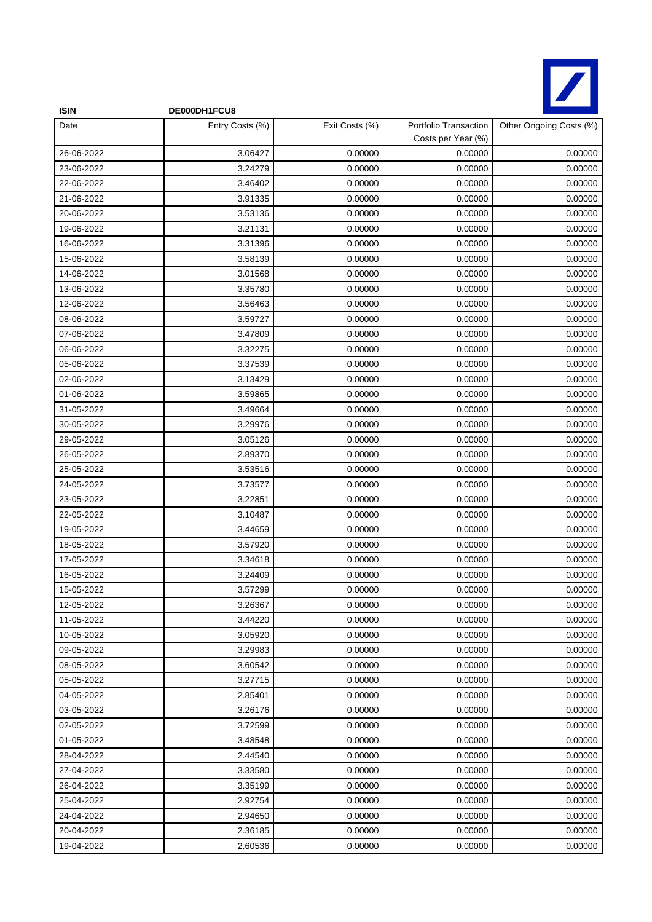| ISIN | DE000DH1FCU8 | | | |
|---|---|---|---|---|
| Date | Entry Costs (%) | Exit Costs (%) | Portfolio Transaction Costs per Year (%) | Other Ongoing Costs (%) |
| 26-06-2022 | 3.06427 | 0.00000 | 0.00000 | 0.00000 |
| 23-06-2022 | 3.24279 | 0.00000 | 0.00000 | 0.00000 |
| 22-06-2022 | 3.46402 | 0.00000 | 0.00000 | 0.00000 |
| 21-06-2022 | 3.91335 | 0.00000 | 0.00000 | 0.00000 |
| 20-06-2022 | 3.53136 | 0.00000 | 0.00000 | 0.00000 |
| 19-06-2022 | 3.21131 | 0.00000 | 0.00000 | 0.00000 |
| 16-06-2022 | 3.31396 | 0.00000 | 0.00000 | 0.00000 |
| 15-06-2022 | 3.58139 | 0.00000 | 0.00000 | 0.00000 |
| 14-06-2022 | 3.01568 | 0.00000 | 0.00000 | 0.00000 |
| 13-06-2022 | 3.35780 | 0.00000 | 0.00000 | 0.00000 |
| 12-06-2022 | 3.56463 | 0.00000 | 0.00000 | 0.00000 |
| 08-06-2022 | 3.59727 | 0.00000 | 0.00000 | 0.00000 |
| 07-06-2022 | 3.47809 | 0.00000 | 0.00000 | 0.00000 |
| 06-06-2022 | 3.32275 | 0.00000 | 0.00000 | 0.00000 |
| 05-06-2022 | 3.37539 | 0.00000 | 0.00000 | 0.00000 |
| 02-06-2022 | 3.13429 | 0.00000 | 0.00000 | 0.00000 |
| 01-06-2022 | 3.59865 | 0.00000 | 0.00000 | 0.00000 |
| 31-05-2022 | 3.49664 | 0.00000 | 0.00000 | 0.00000 |
| 30-05-2022 | 3.29976 | 0.00000 | 0.00000 | 0.00000 |
| 29-05-2022 | 3.05126 | 0.00000 | 0.00000 | 0.00000 |
| 26-05-2022 | 2.89370 | 0.00000 | 0.00000 | 0.00000 |
| 25-05-2022 | 3.53516 | 0.00000 | 0.00000 | 0.00000 |
| 24-05-2022 | 3.73577 | 0.00000 | 0.00000 | 0.00000 |
| 23-05-2022 | 3.22851 | 0.00000 | 0.00000 | 0.00000 |
| 22-05-2022 | 3.10487 | 0.00000 | 0.00000 | 0.00000 |
| 19-05-2022 | 3.44659 | 0.00000 | 0.00000 | 0.00000 |
| 18-05-2022 | 3.57920 | 0.00000 | 0.00000 | 0.00000 |
| 17-05-2022 | 3.34618 | 0.00000 | 0.00000 | 0.00000 |
| 16-05-2022 | 3.24409 | 0.00000 | 0.00000 | 0.00000 |
| 15-05-2022 | 3.57299 | 0.00000 | 0.00000 | 0.00000 |
| 12-05-2022 | 3.26367 | 0.00000 | 0.00000 | 0.00000 |
| 11-05-2022 | 3.44220 | 0.00000 | 0.00000 | 0.00000 |
| 10-05-2022 | 3.05920 | 0.00000 | 0.00000 | 0.00000 |
| 09-05-2022 | 3.29983 | 0.00000 | 0.00000 | 0.00000 |
| 08-05-2022 | 3.60542 | 0.00000 | 0.00000 | 0.00000 |
| 05-05-2022 | 3.27715 | 0.00000 | 0.00000 | 0.00000 |
| 04-05-2022 | 2.85401 | 0.00000 | 0.00000 | 0.00000 |
| 03-05-2022 | 3.26176 | 0.00000 | 0.00000 | 0.00000 |
| 02-05-2022 | 3.72599 | 0.00000 | 0.00000 | 0.00000 |
| 01-05-2022 | 3.48548 | 0.00000 | 0.00000 | 0.00000 |
| 28-04-2022 | 2.44540 | 0.00000 | 0.00000 | 0.00000 |
| 27-04-2022 | 3.33580 | 0.00000 | 0.00000 | 0.00000 |
| 26-04-2022 | 3.35199 | 0.00000 | 0.00000 | 0.00000 |
| 25-04-2022 | 2.92754 | 0.00000 | 0.00000 | 0.00000 |
| 24-04-2022 | 2.94650 | 0.00000 | 0.00000 | 0.00000 |
| 20-04-2022 | 2.36185 | 0.00000 | 0.00000 | 0.00000 |
| 19-04-2022 | 2.60536 | 0.00000 | 0.00000 | 0.00000 |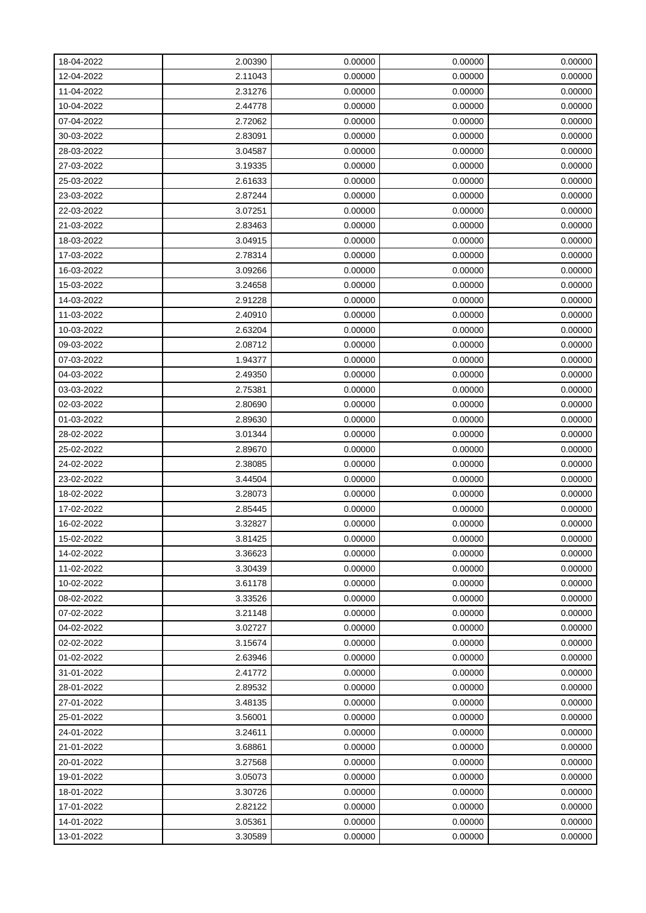| | | | | |
|---|---|---|---|---|
| 18-04-2022 | 2.00390 | 0.00000 | 0.00000 | 0.00000 |
| 12-04-2022 | 2.11043 | 0.00000 | 0.00000 | 0.00000 |
| 11-04-2022 | 2.31276 | 0.00000 | 0.00000 | 0.00000 |
| 10-04-2022 | 2.44778 | 0.00000 | 0.00000 | 0.00000 |
| 07-04-2022 | 2.72062 | 0.00000 | 0.00000 | 0.00000 |
| 30-03-2022 | 2.83091 | 0.00000 | 0.00000 | 0.00000 |
| 28-03-2022 | 3.04587 | 0.00000 | 0.00000 | 0.00000 |
| 27-03-2022 | 3.19335 | 0.00000 | 0.00000 | 0.00000 |
| 25-03-2022 | 2.61633 | 0.00000 | 0.00000 | 0.00000 |
| 23-03-2022 | 2.87244 | 0.00000 | 0.00000 | 0.00000 |
| 22-03-2022 | 3.07251 | 0.00000 | 0.00000 | 0.00000 |
| 21-03-2022 | 2.83463 | 0.00000 | 0.00000 | 0.00000 |
| 18-03-2022 | 3.04915 | 0.00000 | 0.00000 | 0.00000 |
| 17-03-2022 | 2.78314 | 0.00000 | 0.00000 | 0.00000 |
| 16-03-2022 | 3.09266 | 0.00000 | 0.00000 | 0.00000 |
| 15-03-2022 | 3.24658 | 0.00000 | 0.00000 | 0.00000 |
| 14-03-2022 | 2.91228 | 0.00000 | 0.00000 | 0.00000 |
| 11-03-2022 | 2.40910 | 0.00000 | 0.00000 | 0.00000 |
| 10-03-2022 | 2.63204 | 0.00000 | 0.00000 | 0.00000 |
| 09-03-2022 | 2.08712 | 0.00000 | 0.00000 | 0.00000 |
| 07-03-2022 | 1.94377 | 0.00000 | 0.00000 | 0.00000 |
| 04-03-2022 | 2.49350 | 0.00000 | 0.00000 | 0.00000 |
| 03-03-2022 | 2.75381 | 0.00000 | 0.00000 | 0.00000 |
| 02-03-2022 | 2.80690 | 0.00000 | 0.00000 | 0.00000 |
| 01-03-2022 | 2.89630 | 0.00000 | 0.00000 | 0.00000 |
| 28-02-2022 | 3.01344 | 0.00000 | 0.00000 | 0.00000 |
| 25-02-2022 | 2.89670 | 0.00000 | 0.00000 | 0.00000 |
| 24-02-2022 | 2.38085 | 0.00000 | 0.00000 | 0.00000 |
| 23-02-2022 | 3.44504 | 0.00000 | 0.00000 | 0.00000 |
| 18-02-2022 | 3.28073 | 0.00000 | 0.00000 | 0.00000 |
| 17-02-2022 | 2.85445 | 0.00000 | 0.00000 | 0.00000 |
| 16-02-2022 | 3.32827 | 0.00000 | 0.00000 | 0.00000 |
| 15-02-2022 | 3.81425 | 0.00000 | 0.00000 | 0.00000 |
| 14-02-2022 | 3.36623 | 0.00000 | 0.00000 | 0.00000 |
| 11-02-2022 | 3.30439 | 0.00000 | 0.00000 | 0.00000 |
| 10-02-2022 | 3.61178 | 0.00000 | 0.00000 | 0.00000 |
| 08-02-2022 | 3.33526 | 0.00000 | 0.00000 | 0.00000 |
| 07-02-2022 | 3.21148 | 0.00000 | 0.00000 | 0.00000 |
| 04-02-2022 | 3.02727 | 0.00000 | 0.00000 | 0.00000 |
| 02-02-2022 | 3.15674 | 0.00000 | 0.00000 | 0.00000 |
| 01-02-2022 | 2.63946 | 0.00000 | 0.00000 | 0.00000 |
| 31-01-2022 | 2.41772 | 0.00000 | 0.00000 | 0.00000 |
| 28-01-2022 | 2.89532 | 0.00000 | 0.00000 | 0.00000 |
| 27-01-2022 | 3.48135 | 0.00000 | 0.00000 | 0.00000 |
| 25-01-2022 | 3.56001 | 0.00000 | 0.00000 | 0.00000 |
| 24-01-2022 | 3.24611 | 0.00000 | 0.00000 | 0.00000 |
| 21-01-2022 | 3.68861 | 0.00000 | 0.00000 | 0.00000 |
| 20-01-2022 | 3.27568 | 0.00000 | 0.00000 | 0.00000 |
| 19-01-2022 | 3.05073 | 0.00000 | 0.00000 | 0.00000 |
| 18-01-2022 | 3.30726 | 0.00000 | 0.00000 | 0.00000 |
| 17-01-2022 | 2.82122 | 0.00000 | 0.00000 | 0.00000 |
| 14-01-2022 | 3.05361 | 0.00000 | 0.00000 | 0.00000 |
| 13-01-2022 | 3.30589 | 0.00000 | 0.00000 | 0.00000 |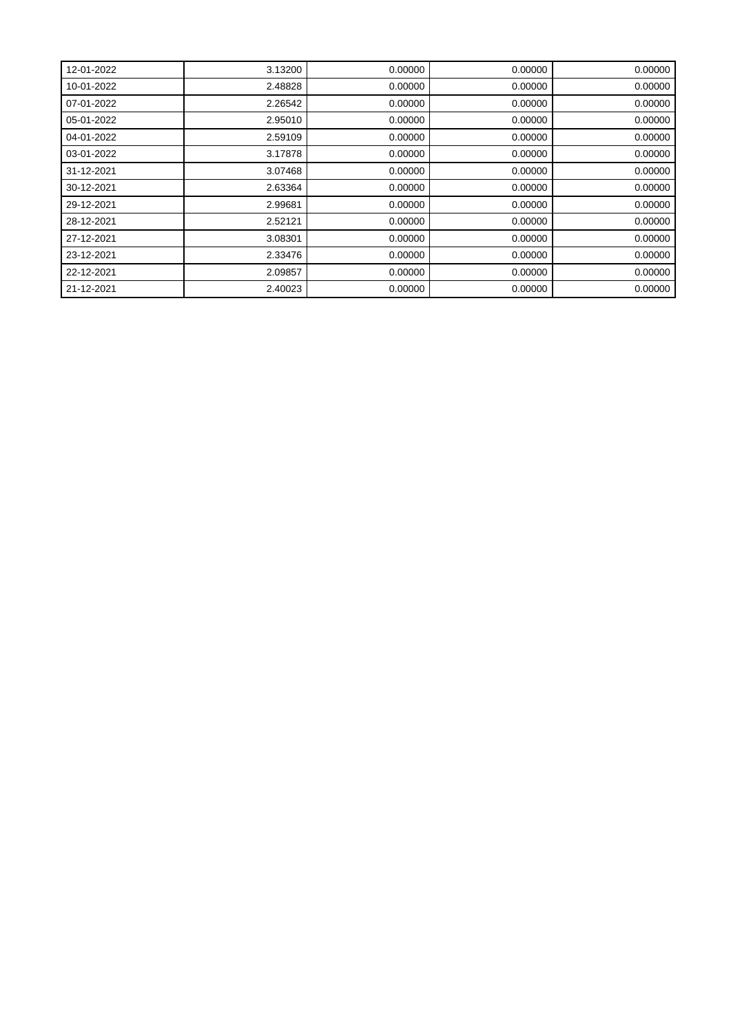| | | | | |
|---|---|---|---|---|
| 12-01-2022 | 3.13200 | 0.00000 | 0.00000 | 0.00000 |
| 10-01-2022 | 2.48828 | 0.00000 | 0.00000 | 0.00000 |
| 07-01-2022 | 2.26542 | 0.00000 | 0.00000 | 0.00000 |
| 05-01-2022 | 2.95010 | 0.00000 | 0.00000 | 0.00000 |
| 04-01-2022 | 2.59109 | 0.00000 | 0.00000 | 0.00000 |
| 03-01-2022 | 3.17878 | 0.00000 | 0.00000 | 0.00000 |
| 31-12-2021 | 3.07468 | 0.00000 | 0.00000 | 0.00000 |
| 30-12-2021 | 2.63364 | 0.00000 | 0.00000 | 0.00000 |
| 29-12-2021 | 2.99681 | 0.00000 | 0.00000 | 0.00000 |
| 28-12-2021 | 2.52121 | 0.00000 | 0.00000 | 0.00000 |
| 27-12-2021 | 3.08301 | 0.00000 | 0.00000 | 0.00000 |
| 23-12-2021 | 2.33476 | 0.00000 | 0.00000 | 0.00000 |
| 22-12-2021 | 2.09857 | 0.00000 | 0.00000 | 0.00000 |
| 21-12-2021 | 2.40023 | 0.00000 | 0.00000 | 0.00000 |